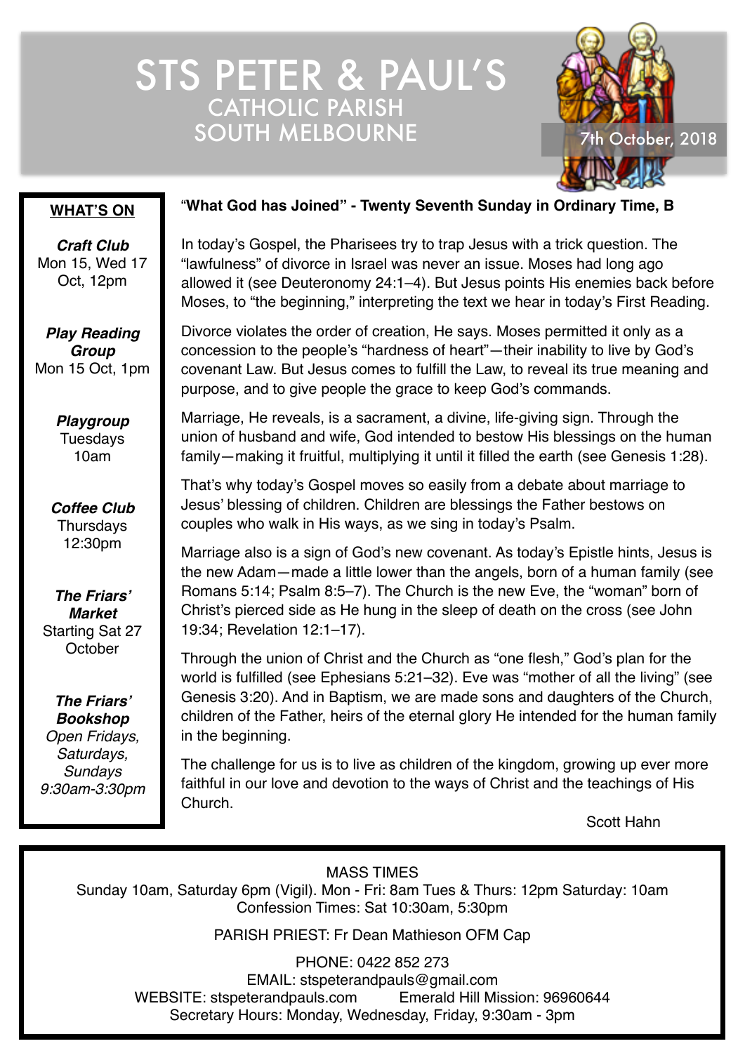# STS PETER & PAUL'S
## CATHOLIC PARISH
## SOUTH MELBOURNE

7th October, 2018

**WHAT'S ON**

***Craft Club***
Mon 15, Wed 17 Oct, 12pm

***Play Reading Group***
Mon 15 Oct, 1pm

***Playgroup***
Tuesdays 10am

***Coffee Club***
Thursdays 12:30pm

***The Friars' Market***
Starting Sat 27 October

***The Friars' Bookshop***
*Open Fridays, Saturdays, Sundays 9:30am-3:30pm*

"**What God has Joined" - Twenty Seventh Sunday in Ordinary Time, B**

In today's Gospel, the Pharisees try to trap Jesus with a trick question. The "lawfulness" of divorce in Israel was never an issue. Moses had long ago allowed it (see Deuteronomy 24:1–4). But Jesus points His enemies back before Moses, to "the beginning," interpreting the text we hear in today's First Reading.

Divorce violates the order of creation, He says. Moses permitted it only as a concession to the people's "hardness of heart"—their inability to live by God's covenant Law. But Jesus comes to fulfill the Law, to reveal its true meaning and purpose, and to give people the grace to keep God's commands.

Marriage, He reveals, is a sacrament, a divine, life-giving sign. Through the union of husband and wife, God intended to bestow His blessings on the human family—making it fruitful, multiplying it until it filled the earth (see Genesis 1:28).

That's why today's Gospel moves so easily from a debate about marriage to Jesus' blessing of children. Children are blessings the Father bestows on couples who walk in His ways, as we sing in today's Psalm.

Marriage also is a sign of God's new covenant. As today's Epistle hints, Jesus is the new Adam—made a little lower than the angels, born of a human family (see Romans 5:14; Psalm 8:5–7). The Church is the new Eve, the "woman" born of Christ's pierced side as He hung in the sleep of death on the cross (see John 19:34; Revelation 12:1–17).

Through the union of Christ and the Church as "one flesh," God's plan for the world is fulfilled (see Ephesians 5:21–32). Eve was "mother of all the living" (see Genesis 3:20). And in Baptism, we are made sons and daughters of the Church, children of the Father, heirs of the eternal glory He intended for the human family in the beginning.

The challenge for us is to live as children of the kingdom, growing up ever more faithful in our love and devotion to the ways of Christ and the teachings of His Church.

Scott Hahn

MASS TIMES
Sunday 10am, Saturday 6pm (Vigil). Mon - Fri: 8am Tues & Thurs: 12pm Saturday: 10am
Confession Times: Sat 10:30am, 5:30pm

PARISH PRIEST: Fr Dean Mathieson OFM Cap

PHONE: 0422 852 273
EMAIL: stspeterandpauls@gmail.com
WEBSITE: stspeterandpauls.com Emerald Hill Mission: 96960644
Secretary Hours: Monday, Wednesday, Friday, 9:30am - 3pm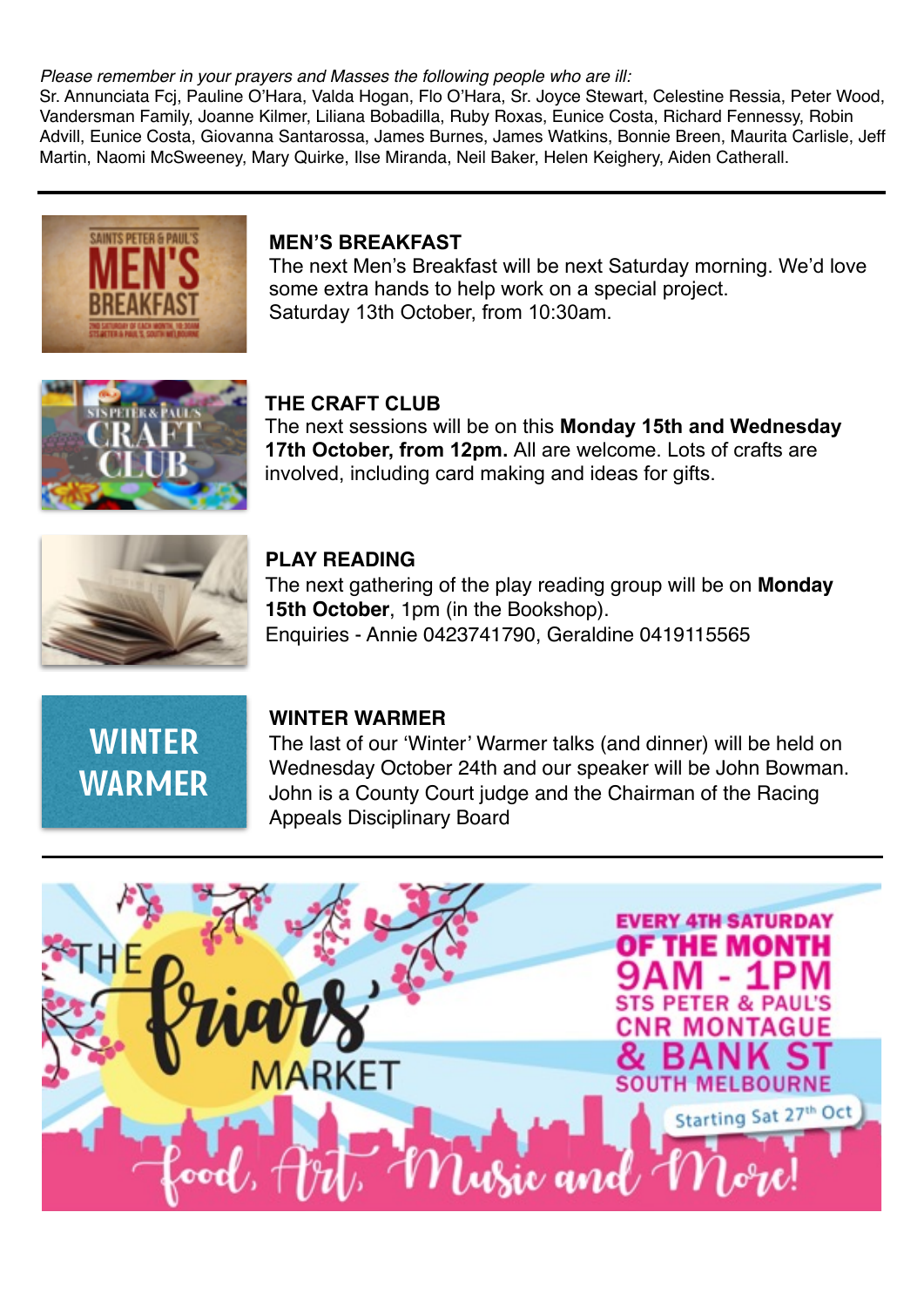*Please remember in your prayers and Masses the following people who are ill:*
Sr. Annunciata Fcj, Pauline O'Hara, Valda Hogan, Flo O'Hara, Sr. Joyce Stewart, Celestine Ressia, Peter Wood, Vandersman Family, Joanne Kilmer, Liliana Bobadilla, Ruby Roxas, Eunice Costa, Richard Fennessy, Robin Advill, Eunice Costa, Giovanna Santarossa, James Burnes, James Watkins, Bonnie Breen, Maurita Carlisle, Jeff Martin, Naomi McSweeney, Mary Quirke, Ilse Miranda, Neil Baker, Helen Keighery, Aiden Catherall.

---

### MEN'S BREAKFAST

The next Men's Breakfast will be next Saturday morning. We'd love some extra hands to help work on a special project.
Saturday 13th October, from 10:30am.

### THE CRAFT CLUB

The next sessions will be on this **Monday 15th and Wednesday 17th October, from 12pm.** All are welcome. Lots of crafts are involved, including card making and ideas for gifts.

### PLAY READING

The next gathering of the play reading group will be on **Monday 15th October**, 1pm (in the Bookshop).
Enquiries - Annie 0423741790, Geraldine 0419115565

### WINTER WARMER

The last of our 'Winter' Warmer talks (and dinner) will be held on Wednesday October 24th and our speaker will be John Bowman. John is a County Court judge and the Chairman of the Racing Appeals Disciplinary Board

---

THE friars' MARKET

EVERY 4TH SATURDAY OF THE MONTH
9AM - 1PM
STS PETER & PAUL'S
CNR MONTAGUE & BANK ST
SOUTH MELBOURNE

Starting Sat 27th Oct

Food, Art, Music and More!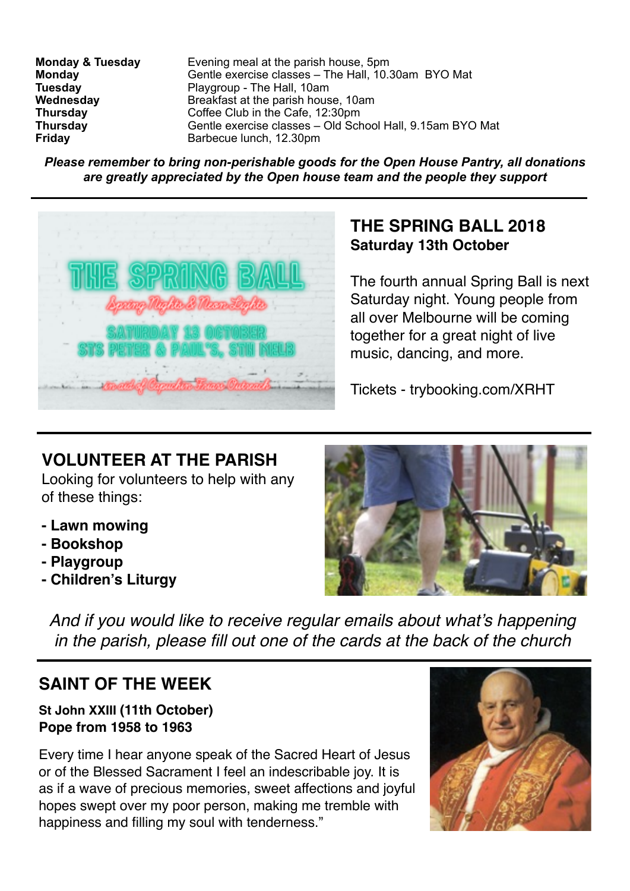| | |
|---|---|
| **Monday & Tuesday** | Evening meal at the parish house, 5pm |
| **Monday** | Gentle exercise classes – The Hall, 10.30am BYO Mat |
| **Tuesday** | Playgroup - The Hall, 10am |
| **Wednesday** | Breakfast at the parish house, 10am |
| **Thursday** | Coffee Club in the Cafe, 12:30pm |
| **Thursday** | Gentle exercise classes – Old School Hall, 9.15am BYO Mat |
| **Friday** | Barbecue lunch, 12.30pm |

***Please remember to bring non-perishable goods for the Open House Pantry, all donations are greatly appreciated by the Open house team and the people they support***

---

THE SPRING BALL
Spring Nights & Neon Lights
SATURDAY 13 OCTOBER
STS PETER & PAUL'S, STH MELB
in aid of Capuchin Friars Outreach

## THE SPRING BALL 2018

**Saturday 13th October**

The fourth annual Spring Ball is next Saturday night. Young people from all over Melbourne will be coming together for a great night of live music, dancing, and more.

Tickets - trybooking.com/XRHT

---

## VOLUNTEER AT THE PARISH

Looking for volunteers to help with any of these things:

- **Lawn mowing**
- **Bookshop**
- **Playgroup**
- **Children's Liturgy**

*And if you would like to receive regular emails about what's happening in the parish, please fill out one of the cards at the back of the church*

---

## SAINT OF THE WEEK

**St John XXIII (11th October)**
**Pope from 1958 to 1963**

Every time I hear anyone speak of the Sacred Heart of Jesus or of the Blessed Sacrament I feel an indescribable joy. It is as if a wave of precious memories, sweet affections and joyful hopes swept over my poor person, making me tremble with happiness and filling my soul with tenderness."